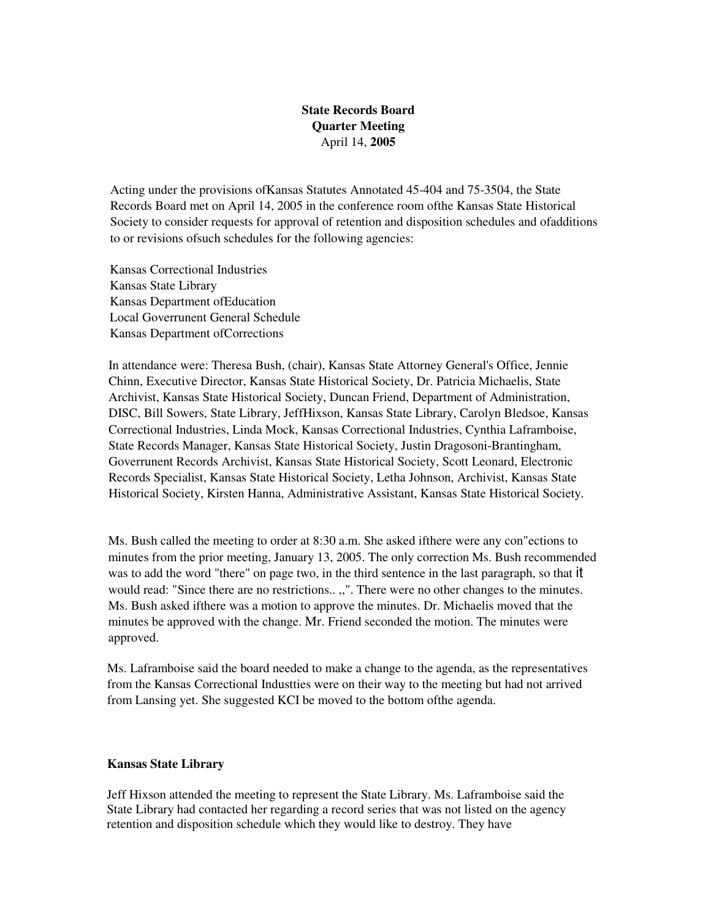**State Records Board**
**Quarter Meeting**
April 14, **2005**

Acting under the provisions ofKansas Statutes Annotated 45-404 and 75-3504, the State Records Board met on April 14, 2005 in the conference room ofthe Kansas State Historical Society to consider requests for approval of retention and disposition schedules and ofadditions to or revisions ofsuch schedules for the following agencies:

Kansas Correctional Industries
Kansas State Library
Kansas Department ofEducation
Local Goverrunent General Schedule
Kansas Department ofCorrections

In attendance were: Theresa Bush, (chair), Kansas State Attorney General's Office, Jennie Chinn, Executive Director, Kansas State Historical Society, Dr. Patricia Michaelis, State Archivist, Kansas State Historical Society, Duncan Friend, Department of Administration, DISC, Bill Sowers, State Library, JeffHixson, Kansas State Library, Carolyn Bledsoe, Kansas Correctional Industries, Linda Mock, Kansas Correctional Industries, Cynthia Laframboise, State Records Manager, Kansas State Historical Society, Justin Dragosoni-Brantingham, Goverrunent Records Archivist, Kansas State Historical Society, Scott Leonard, Electronic Records Specialist, Kansas State Historical Society, Letha Johnson, Archivist, Kansas State Historical Society, Kirsten Hanna, Administrative Assistant, Kansas State Historical Society.

Ms. Bush called the meeting to order at 8:30 a.m. She asked ifthere were any con"ections to minutes from the prior meeting, January 13, 2005. The only correction Ms. Bush recommended was to add the word "there" on page two, in the third sentence in the last paragraph, so that it would read: "Since there are no restrictions.. ,,". There were no other changes to the minutes. Ms. Bush asked ifthere was a motion to approve the minutes. Dr. Michaelis moved that the minutes be approved with the change. Mr. Friend seconded the motion. The minutes were approved.

Ms. Laframboise said the board needed to make a change to the agenda, as the representatives from the Kansas Correctional Industties were on their way to the meeting but had not arrived from Lansing yet. She suggested KCI be moved to the bottom ofthe agenda.

**Kansas State Library**

Jeff Hixson attended the meeting to represent the State Library. Ms. Laframboise said the State Library had contacted her regarding a record series that was not listed on the agency retention and disposition schedule which they would like to destroy. They have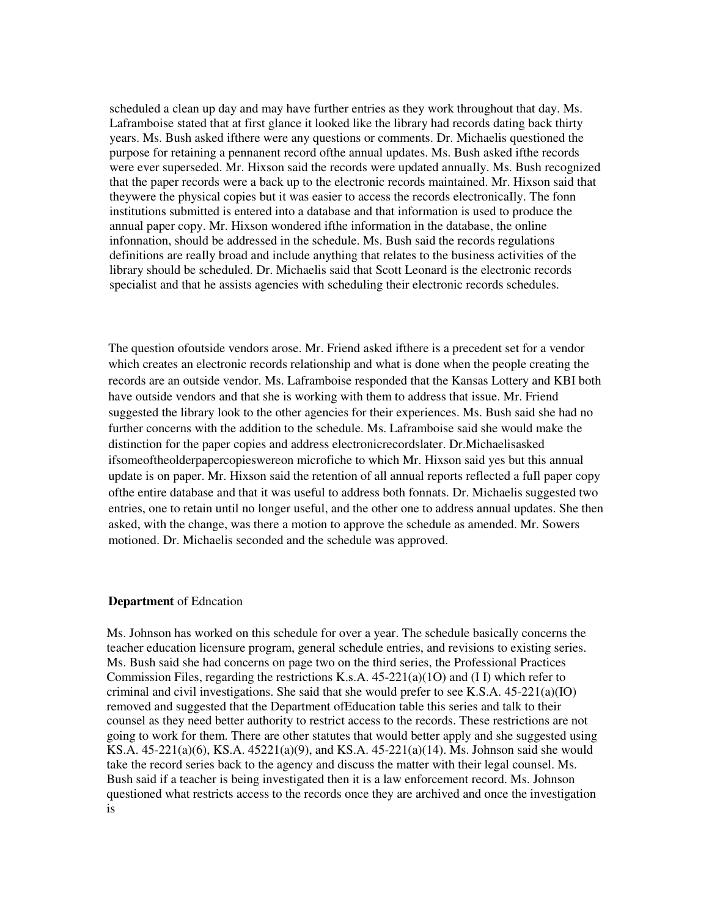scheduled a clean up day and may have further entries as they work throughout that day. Ms. Laframboise stated that at first glance it looked like the library had records dating back thirty years. Ms. Bush asked ifthere were any questions or comments. Dr. Michaelis questioned the purpose for retaining a pennanent record ofthe annual updates. Ms. Bush asked ifthe records were ever superseded. Mr. Hixson said the records were updated annuaIly. Ms. Bush recognized that the paper records were a back up to the electronic records maintained. Mr. Hixson said that theywere the physical copies but it was easier to access the records electronicaIly. The fonn institutions submitted is entered into a database and that information is used to produce the annual paper copy. Mr. Hixson wondered ifthe information in the database, the online infonnation, should be addressed in the schedule. Ms. Bush said the records regulations definitions are reaIly broad and include anything that relates to the business activities of the library should be scheduled. Dr. Michaelis said that Scott Leonard is the electronic records specialist and that he assists agencies with scheduling their electronic records schedules.

The question ofoutside vendors arose. Mr. Friend asked ifthere is a precedent set for a vendor which creates an electronic records relationship and what is done when the people creating the records are an outside vendor. Ms. Laframboise responded that the Kansas Lottery and KBI both have outside vendors and that she is working with them to address that issue. Mr. Friend suggested the library look to the other agencies for their experiences. Ms. Bush said she had no further concerns with the addition to the schedule. Ms. Laframboise said she would make the distinction for the paper copies and address electronicrecordslater. Dr.Michaelisasked ifsomeoftheolderpapercopieswereon microfiche to which Mr. Hixson said yes but this annual update is on paper. Mr. Hixson said the retention of all annual reports reflected a fuIl paper copy ofthe entire database and that it was useful to address both fonnats. Dr. Michaelis suggested two entries, one to retain until no longer useful, and the other one to address annual updates. She then asked, with the change, was there a motion to approve the schedule as amended. Mr. Sowers motioned. Dr. Michaelis seconded and the schedule was approved.

**Department** of Edncation

Ms. Johnson has worked on this schedule for over a year. The schedule basicaIly concerns the teacher education licensure program, general schedule entries, and revisions to existing series. Ms. Bush said she had concerns on page two on the third series, the Professional Practices Commission Files, regarding the restrictions K.s.A. 45-221(a)(1O) and (I I) which refer to criminal and civil investigations. She said that she would prefer to see K.S.A. 45-221(a)(IO) removed and suggested that the Department ofEducation table this series and talk to their counsel as they need better authority to restrict access to the records. These restrictions are not going to work for them. There are other statutes that would better apply and she suggested using KS.A. 45-221(a)(6), KS.A. 45221(a)(9), and KS.A. 45-221(a)(14). Ms. Johnson said she would take the record series back to the agency and discuss the matter with their legal counsel. Ms. Bush said if a teacher is being investigated then it is a law enforcement record. Ms. Johnson questioned what restricts access to the records once they are archived and once the investigation is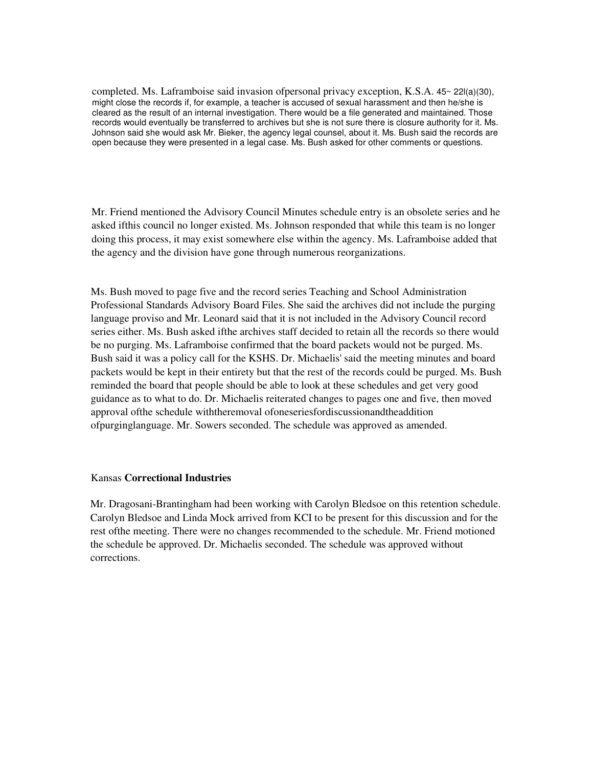completed. Ms. Laframboise said invasion ofpersonal privacy exception, K.S.A. 45~ 22l(a)(30), might close the records if, for example, a teacher is accused of sexual harassment and then he/she is cleared as the result of an internal investigation. There would be a file generated and maintained. Those records would eventually be transferred to archives but she is not sure there is closure authority for it. Ms. Johnson said she would ask Mr. Bieker, the agency legal counsel, about it. Ms. Bush said the records are open because they were presented in a legal case. Ms. Bush asked for other comments or questions.

Mr. Friend mentioned the Advisory Council Minutes schedule entry is an obsolete series and he asked ifthis council no longer existed. Ms. Johnson responded that while this team is no longer doing this process, it may exist somewhere else within the agency. Ms. Laframboise added that the agency and the division have gone through numerous reorganizations.

Ms. Bush moved to page five and the record series Teaching and School Administration Professional Standards Advisory Board Files. She said the archives did not include the purging language proviso and Mr. Leonard said that it is not included in the Advisory Council record series either. Ms. Bush asked ifthe archives staff decided to retain all the records so there would be no purging. Ms. Laframboise confirmed that the board packets would not be purged. Ms. Bush said it was a policy call for the KSHS. Dr. Michaelis' said the meeting minutes and board packets would be kept in their entirety but that the rest of the records could be purged. Ms. Bush reminded the board that people should be able to look at these schedules and get very good guidance as to what to do. Dr. Michaelis reiterated changes to pages one and five, then moved approval ofthe schedule withtheremoval ofoneseriesfordiscussionandtheaddition ofpurginglanguage. Mr. Sowers seconded. The schedule was approved as amended.

Kansas **Correctional Industries**

Mr. Dragosani-Brantingham had been working with Carolyn Bledsoe on this retention schedule. Carolyn Bledsoe and Linda Mock arrived from KCI to be present for this discussion and for the rest ofthe meeting. There were no changes recommended to the schedule. Mr. Friend motioned the schedule be approved. Dr. Michaelis seconded. The schedule was approved without corrections.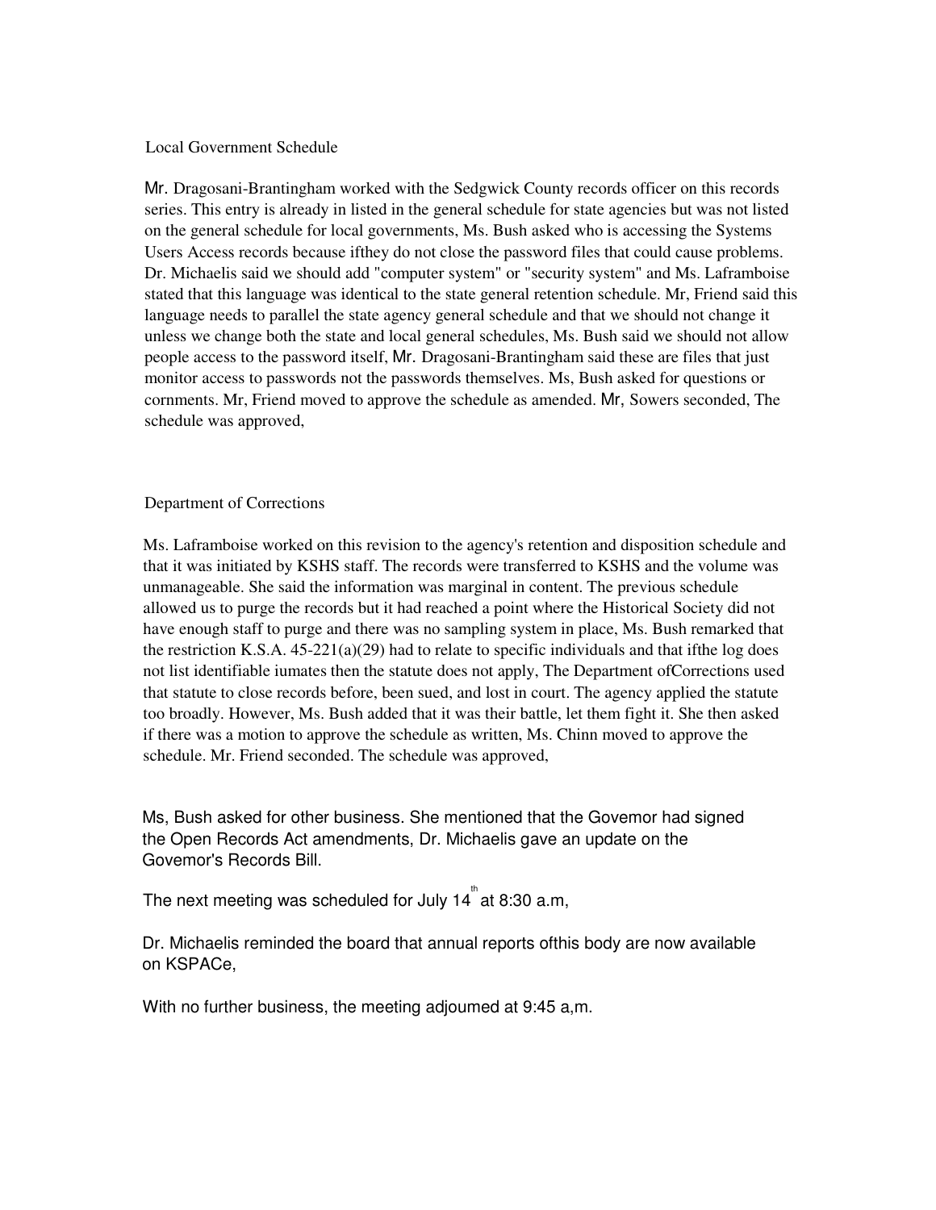Local Government Schedule

Mr. Dragosani-Brantingham worked with the Sedgwick County records officer on this records series. This entry is already in listed in the general schedule for state agencies but was not listed on the general schedule for local governments, Ms. Bush asked who is accessing the Systems Users Access records because ifthey do not close the password files that could cause problems. Dr. Michaelis said we should add "computer system" or "security system" and Ms. Laframboise stated that this language was identical to the state general retention schedule. Mr, Friend said this language needs to parallel the state agency general schedule and that we should not change it unless we change both the state and local general schedules, Ms. Bush said we should not allow people access to the password itself, Mr. Dragosani-Brantingham said these are files that just monitor access to passwords not the passwords themselves. Ms, Bush asked for questions or cornments. Mr, Friend moved to approve the schedule as amended. Mr, Sowers seconded, The schedule was approved,

Department of Corrections

Ms. Laframboise worked on this revision to the agency's retention and disposition schedule and that it was initiated by KSHS staff. The records were transferred to KSHS and the volume was unmanageable. She said the information was marginal in content. The previous schedule allowed us to purge the records but it had reached a point where the Historical Society did not have enough staff to purge and there was no sampling system in place, Ms. Bush remarked that the restriction K.S.A. 45-221(a)(29) had to relate to specific individuals and that ifthe log does not list identifiable iumates then the statute does not apply, The Department ofCorrections used that statute to close records before, been sued, and lost in court. The agency applied the statute too broadly. However, Ms. Bush added that it was their battle, let them fight it. She then asked if there was a motion to approve the schedule as written, Ms. Chinn moved to approve the schedule. Mr. Friend seconded. The schedule was approved,

Ms, Bush asked for other business. She mentioned that the Govemor had signed the Open Records Act amendments, Dr. Michaelis gave an update on the Govemor's Records Bill.

The next meeting was scheduled for July 14th at 8:30 a.m,

Dr. Michaelis reminded the board that annual reports ofthis body are now available on KSPACe,

With no further business, the meeting adjoumed at 9:45 a,m.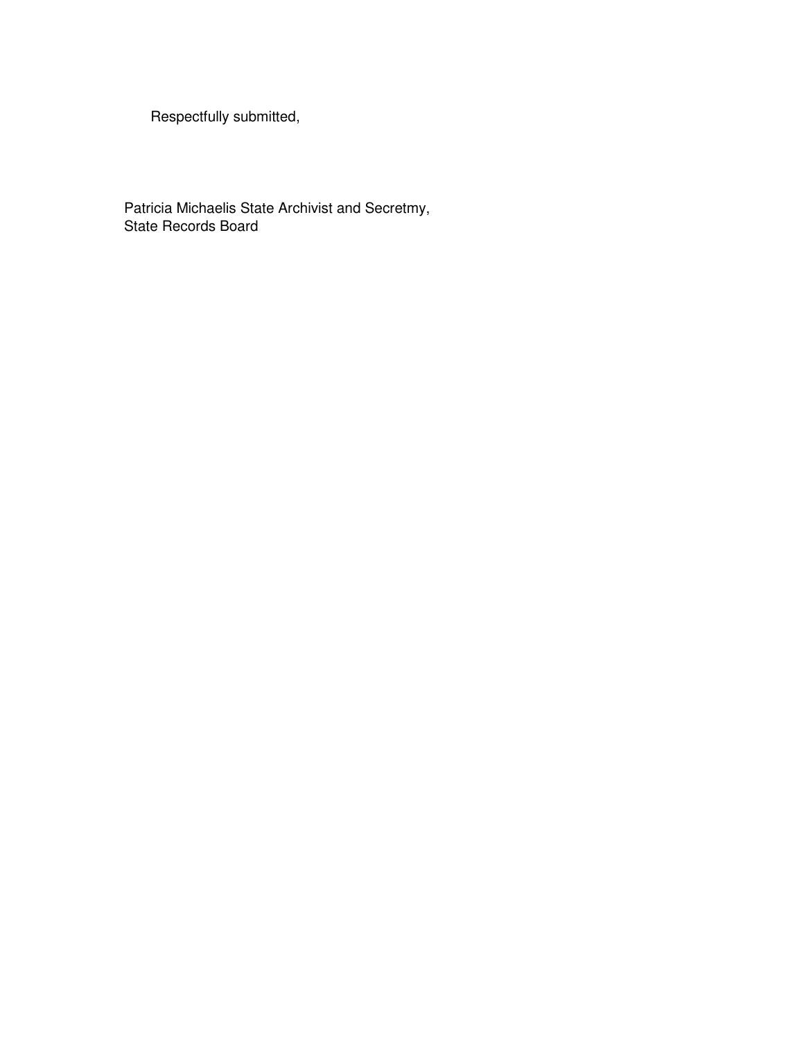Respectfully submitted,

Patricia Michaelis State Archivist and Secretmy,
State Records Board